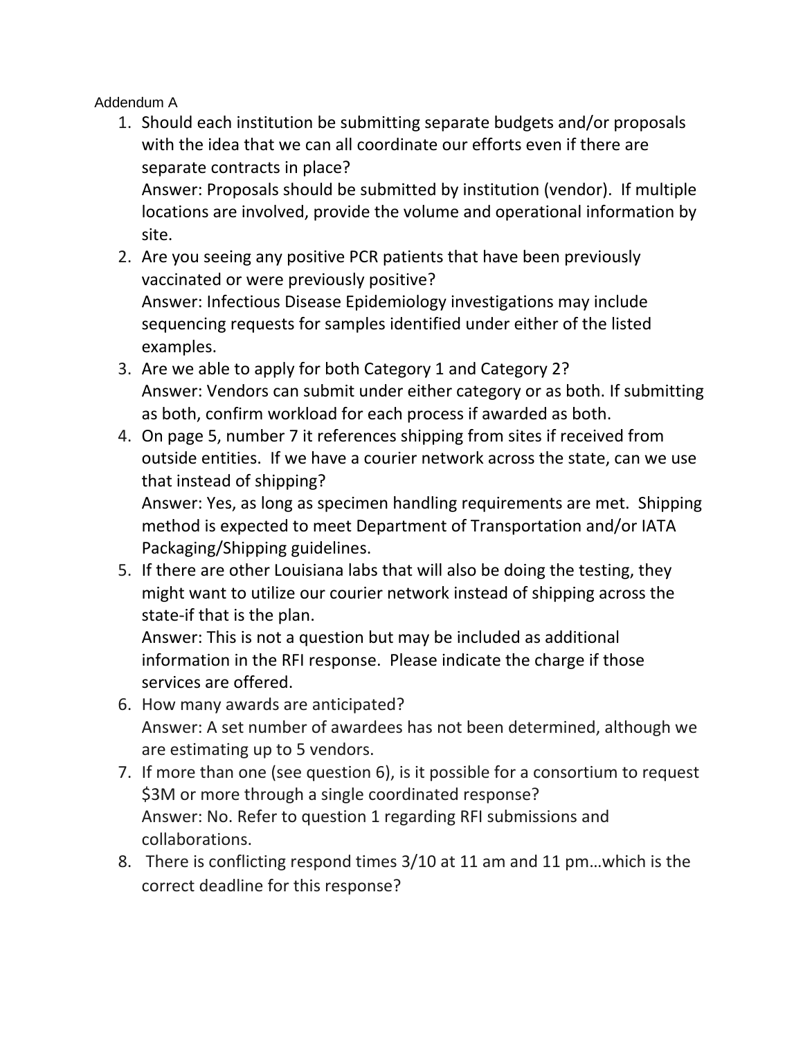Addendum A

1. Should each institution be submitting separate budgets and/or proposals with the idea that we can all coordinate our efforts even if there are separate contracts in place?
   Answer: Proposals should be submitted by institution (vendor). If multiple locations are involved, provide the volume and operational information by site.
2. Are you seeing any positive PCR patients that have been previously vaccinated or were previously positive?
   Answer: Infectious Disease Epidemiology investigations may include sequencing requests for samples identified under either of the listed examples.
3. Are we able to apply for both Category 1 and Category 2?
   Answer: Vendors can submit under either category or as both. If submitting as both, confirm workload for each process if awarded as both.
4. On page 5, number 7 it references shipping from sites if received from outside entities. If we have a courier network across the state, can we use that instead of shipping?
   Answer: Yes, as long as specimen handling requirements are met. Shipping method is expected to meet Department of Transportation and/or IATA Packaging/Shipping guidelines.
5. If there are other Louisiana labs that will also be doing the testing, they might want to utilize our courier network instead of shipping across the state-if that is the plan.
   Answer: This is not a question but may be included as additional information in the RFI response. Please indicate the charge if those services are offered.
6. How many awards are anticipated?
   Answer: A set number of awardees has not been determined, although we are estimating up to 5 vendors.
7. If more than one (see question 6), is it possible for a consortium to request $3M or more through a single coordinated response?
   Answer: No. Refer to question 1 regarding RFI submissions and collaborations.
8. There is conflicting respond times 3/10 at 11 am and 11 pm…which is the correct deadline for this response?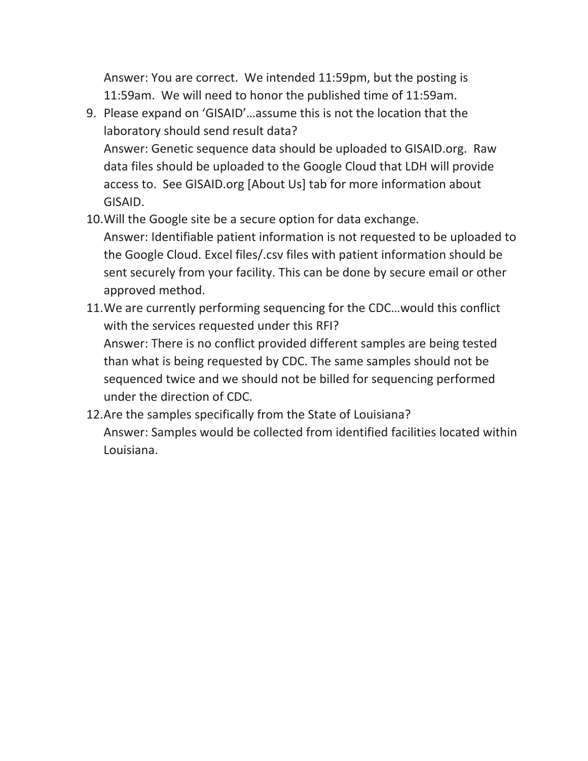Answer: You are correct. We intended 11:59pm, but the posting is 11:59am. We will need to honor the published time of 11:59am.

9. Please expand on 'GISAID'…assume this is not the location that the laboratory should send result data?
   Answer: Genetic sequence data should be uploaded to GISAID.org. Raw data files should be uploaded to the Google Cloud that LDH will provide access to. See GISAID.org [About Us] tab for more information about GISAID.
10. Will the Google site be a secure option for data exchange.
    Answer: Identifiable patient information is not requested to be uploaded to the Google Cloud. Excel files/.csv files with patient information should be sent securely from your facility. This can be done by secure email or other approved method.
11. We are currently performing sequencing for the CDC…would this conflict with the services requested under this RFI?
    Answer: There is no conflict provided different samples are being tested than what is being requested by CDC. The same samples should not be sequenced twice and we should not be billed for sequencing performed under the direction of CDC.
12. Are the samples specifically from the State of Louisiana?
    Answer: Samples would be collected from identified facilities located within Louisiana.